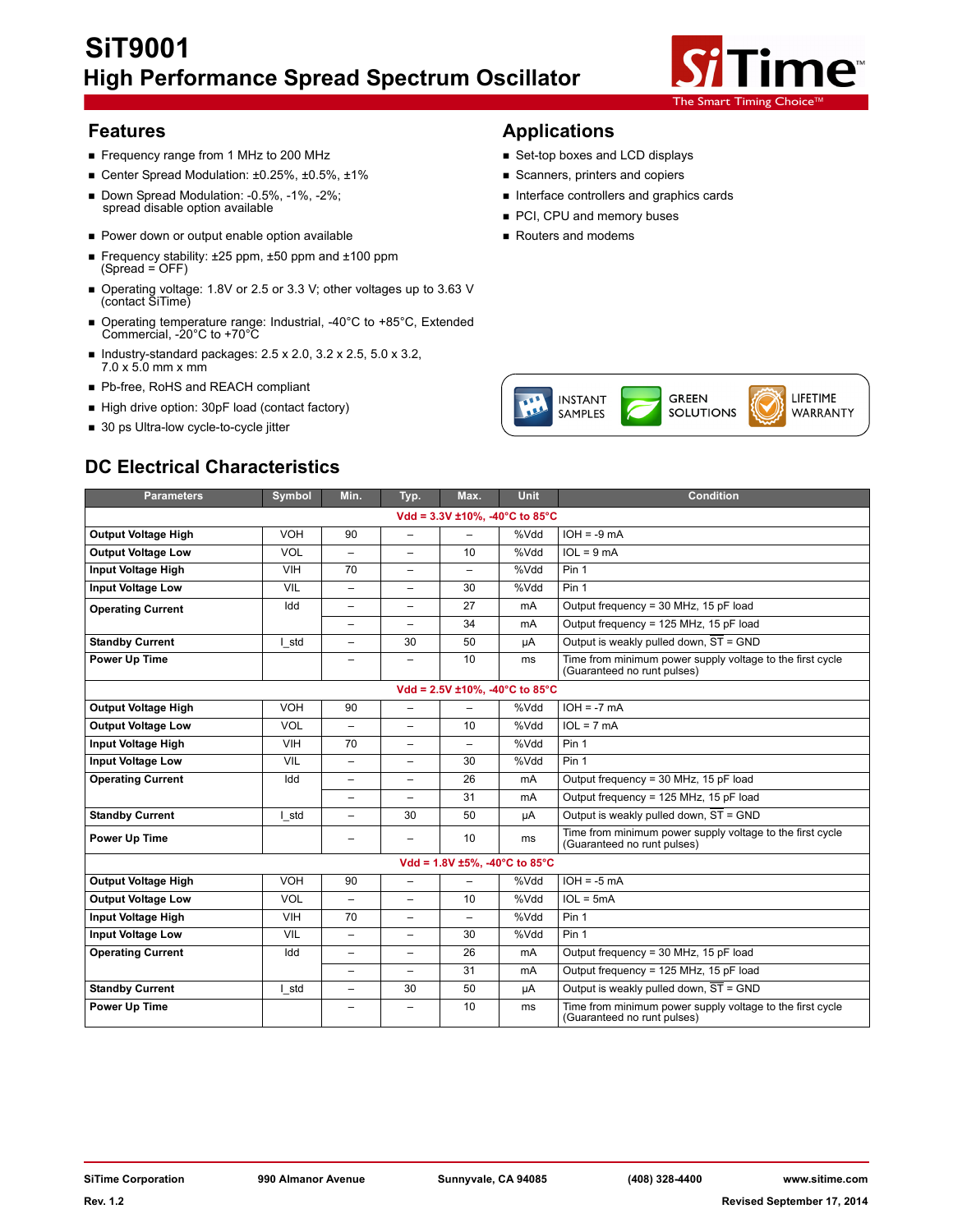# SiT9001

## High Performance Spread Spectrum Oscillator

The Smart Timing Choice™

## Features

- Frequency range from 1 MHz to 200 MHz
- Center Spread Modulation: ±0.25%, ±0.5%, ±1%
- Down Spread Modulation: -0.5%, -1%, -2%; spread disable option available
- Power down or output enable option available
- Frequency stability: ±25 ppm, ±50 ppm and ±100 ppm (Spread = OFF)
- Operating voltage: 1.8V or 2.5 or 3.3 V; other voltages up to 3.63 V (contact SiTime)
- Operating temperature range: Industrial, -40°C to +85°C, Extended Commercial, -20°C to +70°C
- Industry-standard packages: 2.5 x 2.0, 3.2 x 2.5, 5.0 x 3.2, 7.0 x 5.0 mm x mm
- Pb-free, RoHS and REACH compliant
- High drive option: 30pF load (contact factory)
- 30 ps Ultra-low cycle-to-cycle jitter

## Applications

- Set-top boxes and LCD displays
- Scanners, printers and copiers
- Interface controllers and graphics cards
- PCI, CPU and memory buses
- Routers and modems

INSTANT SAMPLES | GREEN SOLUTIONS | LIFETIME WARRANTY

## DC Electrical Characteristics

| Parameters | Symbol | Min. | Typ. | Max. | Unit | Condition |
|---|---|---|---|---|---|---|
| **Vdd = 3.3V ±10%, -40°C to 85°C** | | | | | | |
| **Output Voltage High** | VOH | 90 | – | – | %Vdd | IOH = -9 mA |
| **Output Voltage Low** | VOL | – | – | 10 | %Vdd | IOL = 9 mA |
| **Input Voltage High** | VIH | 70 | – | – | %Vdd | Pin 1 |
| **Input Voltage Low** | VIL | – | – | 30 | %Vdd | Pin 1 |
| **Operating Current** | Idd | – | – | 27 | mA | Output frequency = 30 MHz, 15 pF load |
| | | – | – | 34 | mA | Output frequency = 125 MHz, 15 pF load |
| **Standby Current** | I_std | – | 30 | 50 | µA | Output is weakly pulled down, ST = GND |
| **Power Up Time** | | – | – | 10 | ms | Time from minimum power supply voltage to the first cycle (Guaranteed no runt pulses) |
| **Vdd = 2.5V ±10%, -40°C to 85°C** | | | | | | |
| **Output Voltage High** | VOH | 90 | – | – | %Vdd | IOH = -7 mA |
| **Output Voltage Low** | VOL | – | – | 10 | %Vdd | IOL = 7 mA |
| **Input Voltage High** | VIH | 70 | – | – | %Vdd | Pin 1 |
| **Input Voltage Low** | VIL | – | – | 30 | %Vdd | Pin 1 |
| **Operating Current** | Idd | – | – | 26 | mA | Output frequency = 30 MHz, 15 pF load |
| | | – | – | 31 | mA | Output frequency = 125 MHz, 15 pF load |
| **Standby Current** | I_std | – | 30 | 50 | µA | Output is weakly pulled down, ST = GND |
| **Power Up Time** | | – | – | 10 | ms | Time from minimum power supply voltage to the first cycle (Guaranteed no runt pulses) |
| **Vdd = 1.8V ±5%, -40°C to 85°C** | | | | | | |
| **Output Voltage High** | VOH | 90 | – | – | %Vdd | IOH = -5 mA |
| **Output Voltage Low** | VOL | – | – | 10 | %Vdd | IOL = 5mA |
| **Input Voltage High** | VIH | 70 | – | – | %Vdd | Pin 1 |
| **Input Voltage Low** | VIL | – | – | 30 | %Vdd | Pin 1 |
| **Operating Current** | Idd | – | – | 26 | mA | Output frequency = 30 MHz, 15 pF load |
| | | – | – | 31 | mA | Output frequency = 125 MHz, 15 pF load |
| **Standby Current** | I_std | – | 30 | 50 | µA | Output is weakly pulled down, ST = GND |
| **Power Up Time** | | – | – | 10 | ms | Time from minimum power supply voltage to the first cycle (Guaranteed no runt pulses) |

SiTime Corporation | 990 Almanor Avenue | Sunnyvale, CA 94085 | (408) 328-4400 | www.sitime.com

Rev. 1.2 | Revised September 17, 2014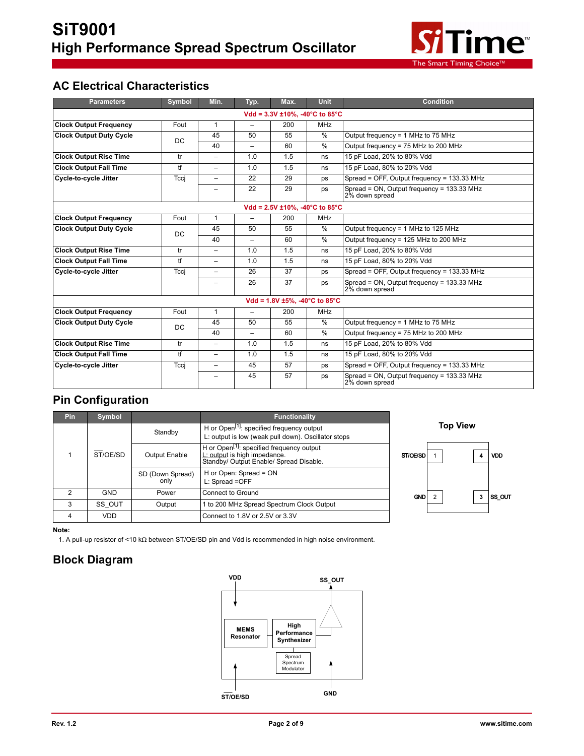## AC Electrical Characteristics

| Parameters | Symbol | Min. | Typ. | Max. | Unit | Condition |
|---|---|---|---|---|---|---|
| **Vdd = 3.3V ±10%, -40°C to 85°C** | | | | | | |
| **Clock Output Frequency** | Fout | 1 | – | 200 | MHz | |
| **Clock Output Duty Cycle** | DC | 45 | 50 | 55 | % | Output frequency = 1 MHz to 75 MHz |
| | | 40 | – | 60 | % | Output frequency = 75 MHz to 200 MHz |
| **Clock Output Rise Time** | tr | – | 1.0 | 1.5 | ns | 15 pF Load, 20% to 80% Vdd |
| **Clock Output Fall Time** | tf | – | 1.0 | 1.5 | ns | 15 pF Load, 80% to 20% Vdd |
| **Cycle-to-cycle Jitter** | Tccj | – | 22 | 29 | ps | Spread = OFF, Output frequency = 133.33 MHz |
| | | – | 22 | 29 | ps | Spread = ON, Output frequency = 133.33 MHz 2% down spread |
| **Vdd = 2.5V ±10%, -40°C to 85°C** | | | | | | |
| **Clock Output Frequency** | Fout | 1 | – | 200 | MHz | |
| **Clock Output Duty Cycle** | DC | 45 | 50 | 55 | % | Output frequency = 1 MHz to 125 MHz |
| | | 40 | – | 60 | % | Output frequency = 125 MHz to 200 MHz |
| **Clock Output Rise Time** | tr | – | 1.0 | 1.5 | ns | 15 pF Load, 20% to 80% Vdd |
| **Clock Output Fall Time** | tf | – | 1.0 | 1.5 | ns | 15 pF Load, 80% to 20% Vdd |
| **Cycle-to-cycle Jitter** | Tccj | – | 26 | 37 | ps | Spread = OFF, Output frequency = 133.33 MHz |
| | | – | 26 | 37 | ps | Spread = ON, Output frequency = 133.33 MHz 2% down spread |
| **Vdd = 1.8V ±5%, -40°C to 85°C** | | | | | | |
| **Clock Output Frequency** | Fout | 1 | – | 200 | MHz | |
| **Clock Output Duty Cycle** | DC | 45 | 50 | 55 | % | Output frequency = 1 MHz to 75 MHz |
| | | 40 | – | 60 | % | Output frequency = 75 MHz to 200 MHz |
| **Clock Output Rise Time** | tr | – | 1.0 | 1.5 | ns | 15 pF Load, 20% to 80% Vdd |
| **Clock Output Fall Time** | tf | – | 1.0 | 1.5 | ns | 15 pF Load, 80% to 20% Vdd |
| **Cycle-to-cycle Jitter** | Tccj | – | 45 | 57 | ps | Spread = OFF, Output frequency = 133.33 MHz |
| | | – | 45 | 57 | ps | Spread = ON, Output frequency = 133.33 MHz 2% down spread |

## Pin Configuration

| Pin | Symbol | | Functionality |
|---|---|---|---|
| 1 | ST/OE/SD | Standby | H or Open[1]: specified frequency output<br>L: output is low (weak pull down). Oscillator stops |
| | | Output Enable | H or Open[1]: specified frequency output<br>L: output is high impedance.<br>Standby/ Output Enable/ Spread Disable. |
| | | SD (Down Spread) only | H or Open: Spread = ON<br>L: Spread =OFF |
| 2 | GND | Power | Connect to Ground |
| 3 | SS_OUT | Output | 1 to 200 MHz Spread Spectrum Clock Output |
| 4 | VDD | | Connect to 1.8V or 2.5V or 3.3V |

**Top View**

| | | | |
|---|---|---|---|
| ST/OE/SD | 1 | 4 | VDD |
| GND | 2 | 3 | SS_OUT |

**Note:**

1. A pull-up resistor of <10 kΩ between ST/OE/SD pin and Vdd is recommended in high noise environment.

## Block Diagram

VDD, SS_OUT, MEMS Resonator, High Performance Synthesizer, Spread Spectrum Modulator, ST/OE/SD, GND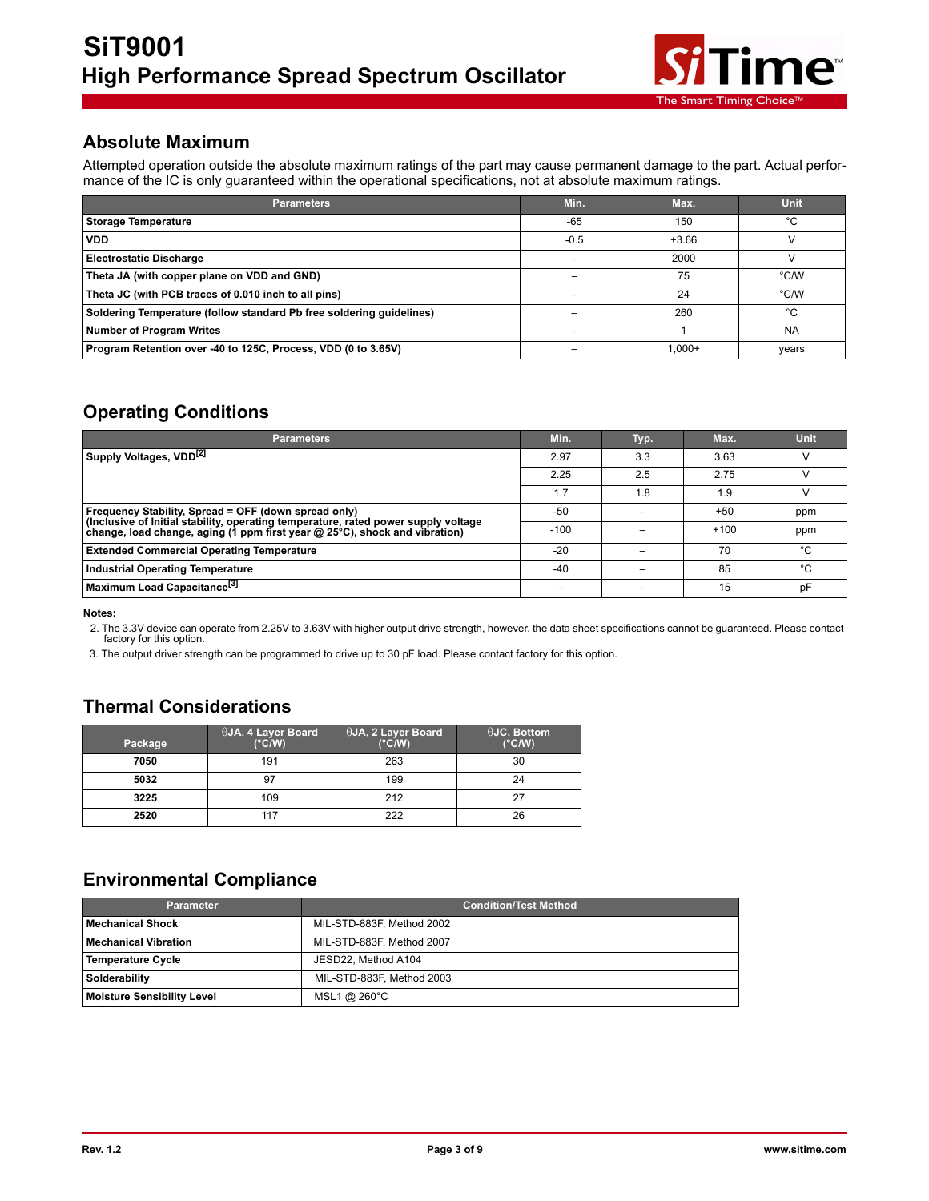## Absolute Maximum

Attempted operation outside the absolute maximum ratings of the part may cause permanent damage to the part. Actual performance of the IC is only guaranteed within the operational specifications, not at absolute maximum ratings.

| Parameters | Min. | Max. | Unit |
|---|---|---|---|
| **Storage Temperature** | -65 | 150 | °C |
| **VDD** | -0.5 | +3.66 | V |
| **Electrostatic Discharge** | – | 2000 | V |
| **Theta JA (with copper plane on VDD and GND)** | – | 75 | °C/W |
| **Theta JC (with PCB traces of 0.010 inch to all pins)** | – | 24 | °C/W |
| **Soldering Temperature (follow standard Pb free soldering guidelines)** | – | 260 | °C |
| **Number of Program Writes** | – | 1 | NA |
| **Program Retention over -40 to 125C, Process, VDD (0 to 3.65V)** | – | 1,000+ | years |

## Operating Conditions

| Parameters | Min. | Typ. | Max. | Unit |
|---|---|---|---|---|
| **Supply Voltages, VDD[2]** | 2.97 | 3.3 | 3.63 | V |
| | 2.25 | 2.5 | 2.75 | V |
| | 1.7 | 1.8 | 1.9 | V |
| **Frequency Stability, Spread = OFF (down spread only) (Inclusive of Initial stability, operating temperature, rated power supply voltage change, load change, aging (1 ppm first year @ 25°C), shock and vibration)** | -50 | – | +50 | ppm |
| | -100 | – | +100 | ppm |
| **Extended Commercial Operating Temperature** | -20 | – | 70 | °C |
| **Industrial Operating Temperature** | -40 | – | 85 | °C |
| **Maximum Load Capacitance[3]** | – | – | 15 | pF |

**Notes:**

2. The 3.3V device can operate from 2.25V to 3.63V with higher output drive strength, however, the data sheet specifications cannot be guaranteed. Please contact factory for this option.
3. The output driver strength can be programmed to drive up to 30 pF load. Please contact factory for this option.

## Thermal Considerations

| Package | θJA, 4 Layer Board (°C/W) | θJA, 2 Layer Board (°C/W) | θJC, Bottom (°C/W) |
|---|---|---|---|
| **7050** | 191 | 263 | 30 |
| **5032** | 97 | 199 | 24 |
| **3225** | 109 | 212 | 27 |
| **2520** | 117 | 222 | 26 |

## Environmental Compliance

| Parameter | Condition/Test Method |
|---|---|
| **Mechanical Shock** | MIL-STD-883F, Method 2002 |
| **Mechanical Vibration** | MIL-STD-883F, Method 2007 |
| **Temperature Cycle** | JESD22, Method A104 |
| **Solderability** | MIL-STD-883F, Method 2003 |
| **Moisture Sensibility Level** | MSL1 @ 260°C |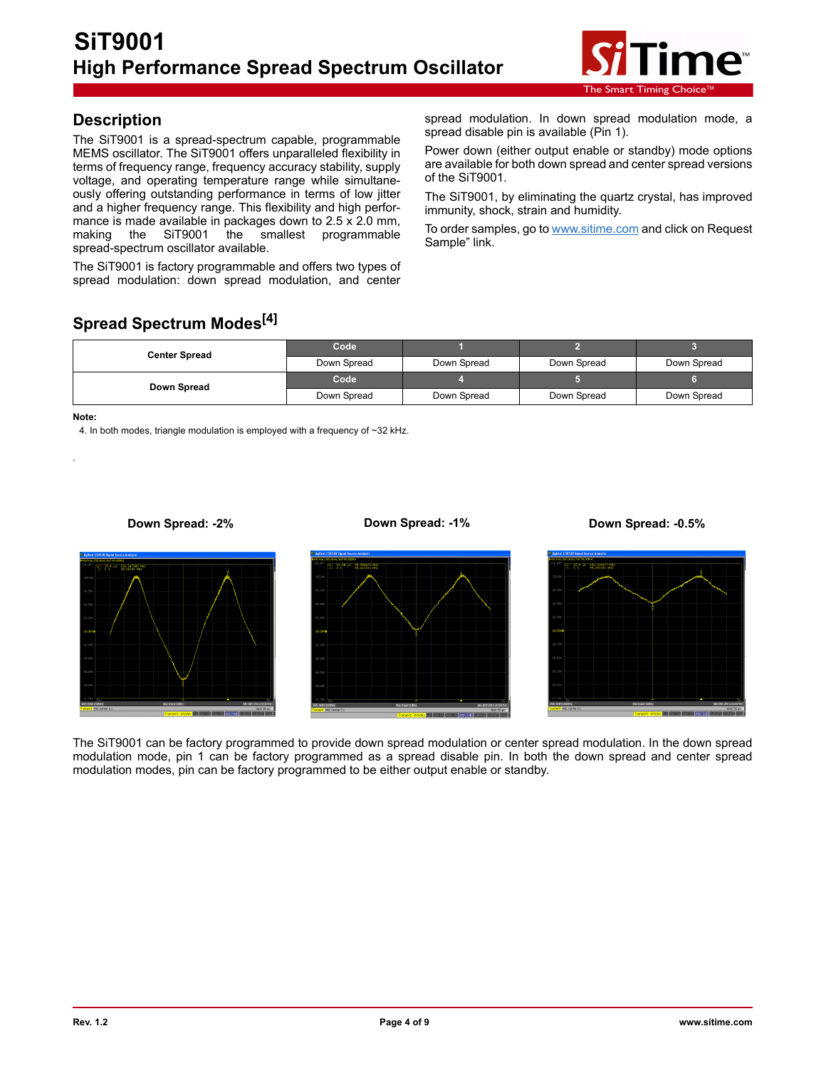## Description

The SiT9001 is a spread-spectrum capable, programmable MEMS oscillator. The SiT9001 offers unparalleled flexibility in terms of frequency range, frequency accuracy stability, supply voltage, and operating temperature range while simultaneously offering outstanding performance in terms of low jitter and a higher frequency range. This flexibility and high performance is made available in packages down to 2.5 x 2.0 mm, making the SiT9001 the smallest programmable spread-spectrum oscillator available.

The SiT9001 is factory programmable and offers two types of spread modulation: down spread modulation, and center spread modulation. In down spread modulation mode, a spread disable pin is available (Pin 1).

Power down (either output enable or standby) mode options are available for both down spread and center spread versions of the SiT9001.

The SiT9001, by eliminating the quartz crystal, has improved immunity, shock, strain and humidity.

To order samples, go to www.sitime.com and click on Request Sample" link.

## Spread Spectrum Modes[4]

| | | | | |
|---|---|---|---|---|
| **Center Spread** | **Code** | **1** | **2** | **3** |
| | Down Spread | Down Spread | Down Spread | Down Spread |
| **Down Spread** | **Code** | **4** | **5** | **6** |
| | Down Spread | Down Spread | Down Spread | Down Spread |

**Note:**

4. In both modes, triangle modulation is employed with a frequency of ~32 kHz.

**Down Spread: -2%** **Down Spread: -1%** **Down Spread: -0.5%**

The SiT9001 can be factory programmed to provide down spread modulation or center spread modulation. In the down spread modulation mode, pin 1 can be factory programmed as a spread disable pin. In both the down spread and center spread modulation modes, pin can be factory programmed to be either output enable or standby.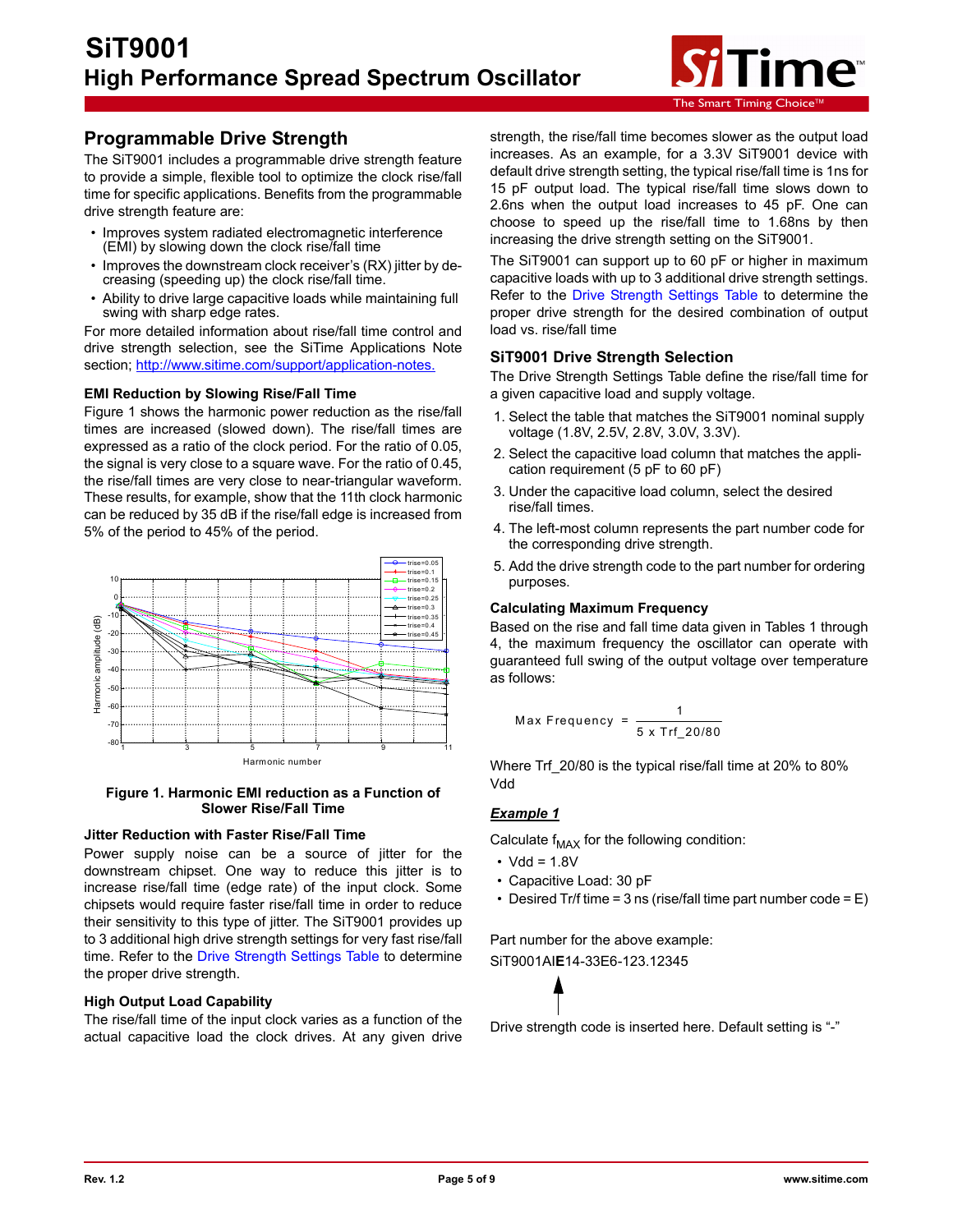## Programmable Drive Strength

The SiT9001 includes a programmable drive strength feature to provide a simple, flexible tool to optimize the clock rise/fall time for specific applications. Benefits from the programmable drive strength feature are:

- Improves system radiated electromagnetic interference (EMI) by slowing down the clock rise/fall time
- Improves the downstream clock receiver's (RX) jitter by decreasing (speeding up) the clock rise/fall time.
- Ability to drive large capacitive loads while maintaining full swing with sharp edge rates.

For more detailed information about rise/fall time control and drive strength selection, see the SiTime Applications Note section; http://www.sitime.com/support/application-notes.

### EMI Reduction by Slowing Rise/Fall Time

Figure 1 shows the harmonic power reduction as the rise/fall times are increased (slowed down). The rise/fall times are expressed as a ratio of the clock period. For the ratio of 0.05, the signal is very close to a square wave. For the ratio of 0.45, the rise/fall times are very close to near-triangular waveform. These results, for example, show that the 11th clock harmonic can be reduced by 35 dB if the rise/fall edge is increased from 5% of the period to 45% of the period.

**Figure 1. Harmonic EMI reduction as a Function of Slower Rise/Fall Time**

### Jitter Reduction with Faster Rise/Fall Time

Power supply noise can be a source of jitter for the downstream chipset. One way to reduce this jitter is to increase rise/fall time (edge rate) of the input clock. Some chipsets would require faster rise/fall time in order to reduce their sensitivity to this type of jitter. The SiT9001 provides up to 3 additional high drive strength settings for very fast rise/fall time. Refer to the Drive Strength Settings Table to determine the proper drive strength.

### High Output Load Capability

The rise/fall time of the input clock varies as a function of the actual capacitive load the clock drives. At any given drive strength, the rise/fall time becomes slower as the output load increases. As an example, for a 3.3V SiT9001 device with default drive strength setting, the typical rise/fall time is 1ns for 15 pF output load. The typical rise/fall time slows down to 2.6ns when the output load increases to 45 pF. One can choose to speed up the rise/fall time to 1.68ns by then increasing the drive strength setting on the SiT9001.

The SiT9001 can support up to 60 pF or higher in maximum capacitive loads with up to 3 additional drive strength settings. Refer to the Drive Strength Settings Table to determine the proper drive strength for the desired combination of output load vs. rise/fall time

## SiT9001 Drive Strength Selection

The Drive Strength Settings Table define the rise/fall time for a given capacitive load and supply voltage.

1. Select the table that matches the SiT9001 nominal supply voltage (1.8V, 2.5V, 2.8V, 3.0V, 3.3V).
2. Select the capacitive load column that matches the application requirement (5 pF to 60 pF)
3. Under the capacitive load column, select the desired rise/fall times.
4. The left-most column represents the part number code for the corresponding drive strength.
5. Add the drive strength code to the part number for ordering purposes.

### Calculating Maximum Frequency

Based on the rise and fall time data given in Tables 1 through 4, the maximum frequency the oscillator can operate with guaranteed full swing of the output voltage over temperature as follows:

$$\text{Max Frequency} = \frac{1}{5 \times \text{Trf\_20/80}}$$

Where Trf_20/80 is the typical rise/fall time at 20% to 80% Vdd

***Example 1***

Calculate $f_{MAX}$ for the following condition:

- Vdd = 1.8V
- Capacitive Load: 30 pF
- Desired Tr/f time = 3 ns (rise/fall time part number code = E)

Part number for the above example:

SiT9001AI**E**14-33E6-123.12345

Drive strength code is inserted here. Default setting is "-"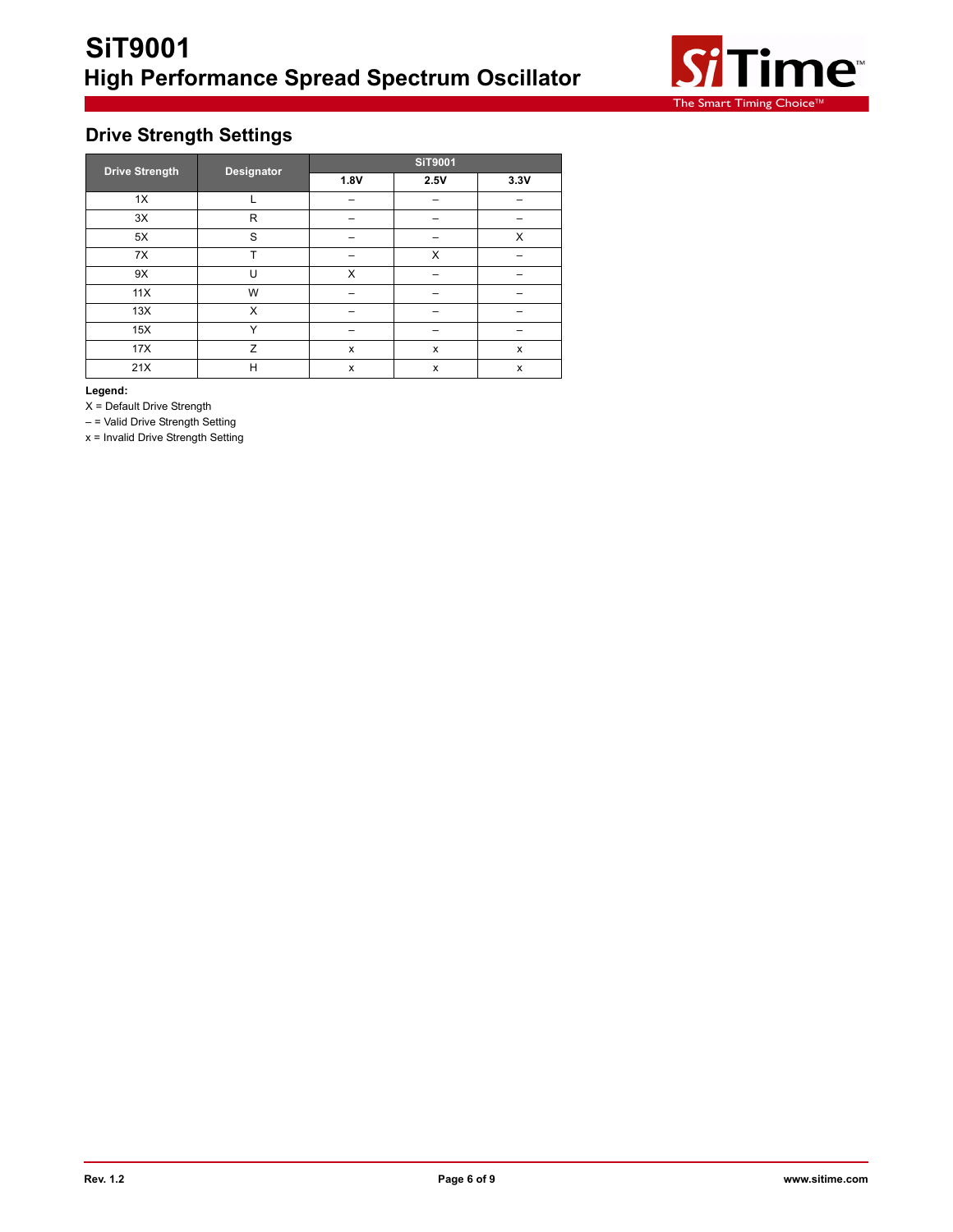## Drive Strength Settings

| Drive Strength | Designator | SiT9001 | | |
|---|---|---|---|---|
| | | 1.8V | 2.5V | 3.3V |
| 1X | L | – | – | – |
| 3X | R | – | – | – |
| 5X | S | – | – | X |
| 7X | T | – | X | – |
| 9X | U | X | – | – |
| 11X | W | – | – | – |
| 13X | X | – | – | – |
| 15X | Y | – | – | – |
| 17X | Z | x | x | x |
| 21X | H | x | x | x |

**Legend:**

X = Default Drive Strength

– = Valid Drive Strength Setting

x = Invalid Drive Strength Setting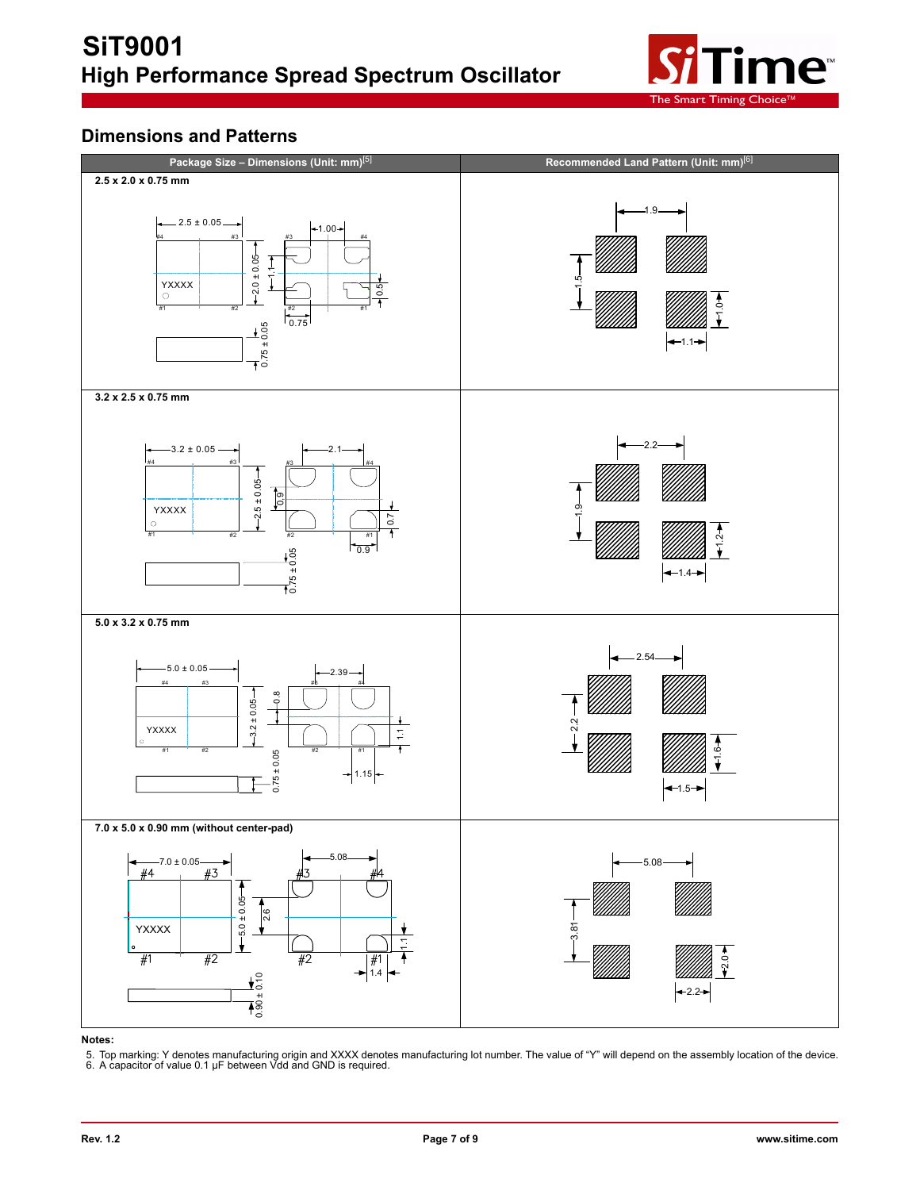## Dimensions and Patterns

| Package Size – Dimensions (Unit: mm)[5] | Recommended Land Pattern (Unit: mm)[6] |
|---|---|
| **2.5 x 2.0 x 0.75 mm** | |
| **3.2 x 2.5 x 0.75 mm** | |
| **5.0 x 3.2 x 0.75 mm** | |
| **7.0 x 5.0 x 0.90 mm (without center-pad)** | |

**Notes:**

5. Top marking: Y denotes manufacturing origin and XXXX denotes manufacturing lot number. The value of "Y" will depend on the assembly location of the device.
6. A capacitor of value 0.1 µF between Vdd and GND is required.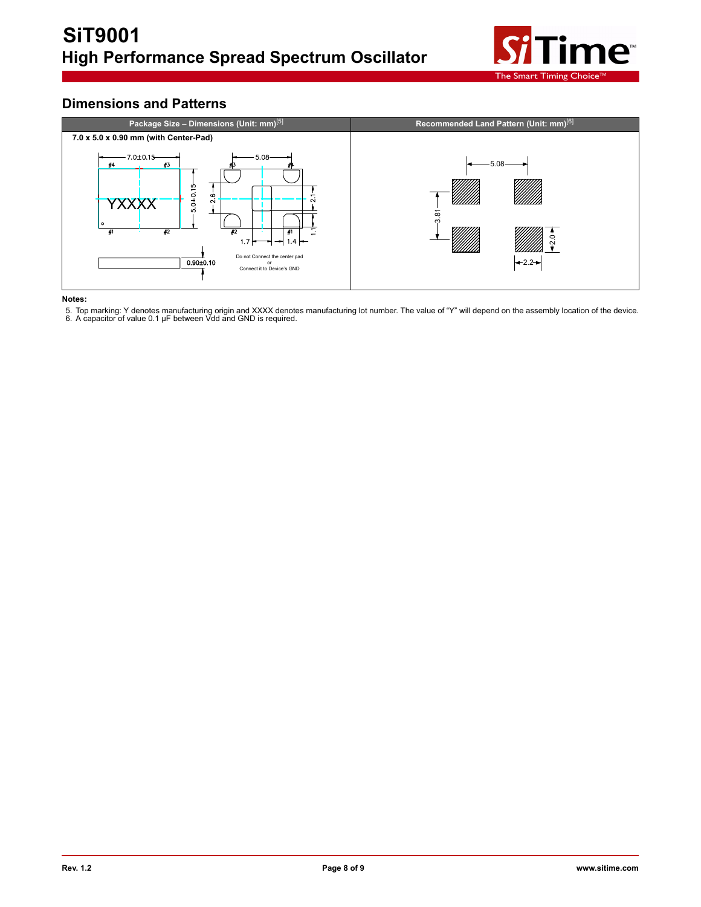## Dimensions and Patterns

| Package Size – Dimensions (Unit: mm)[5] | Recommended Land Pattern (Unit: mm)[6] |
| --- | --- |
| **7.0 x 5.0 x 0.90 mm (with Center-Pad)** | |

**Notes:**

5. Top marking: Y denotes manufacturing origin and XXXX denotes manufacturing lot number. The value of "Y" will depend on the assembly location of the device.
6. A capacitor of value 0.1 µF between Vdd and GND is required.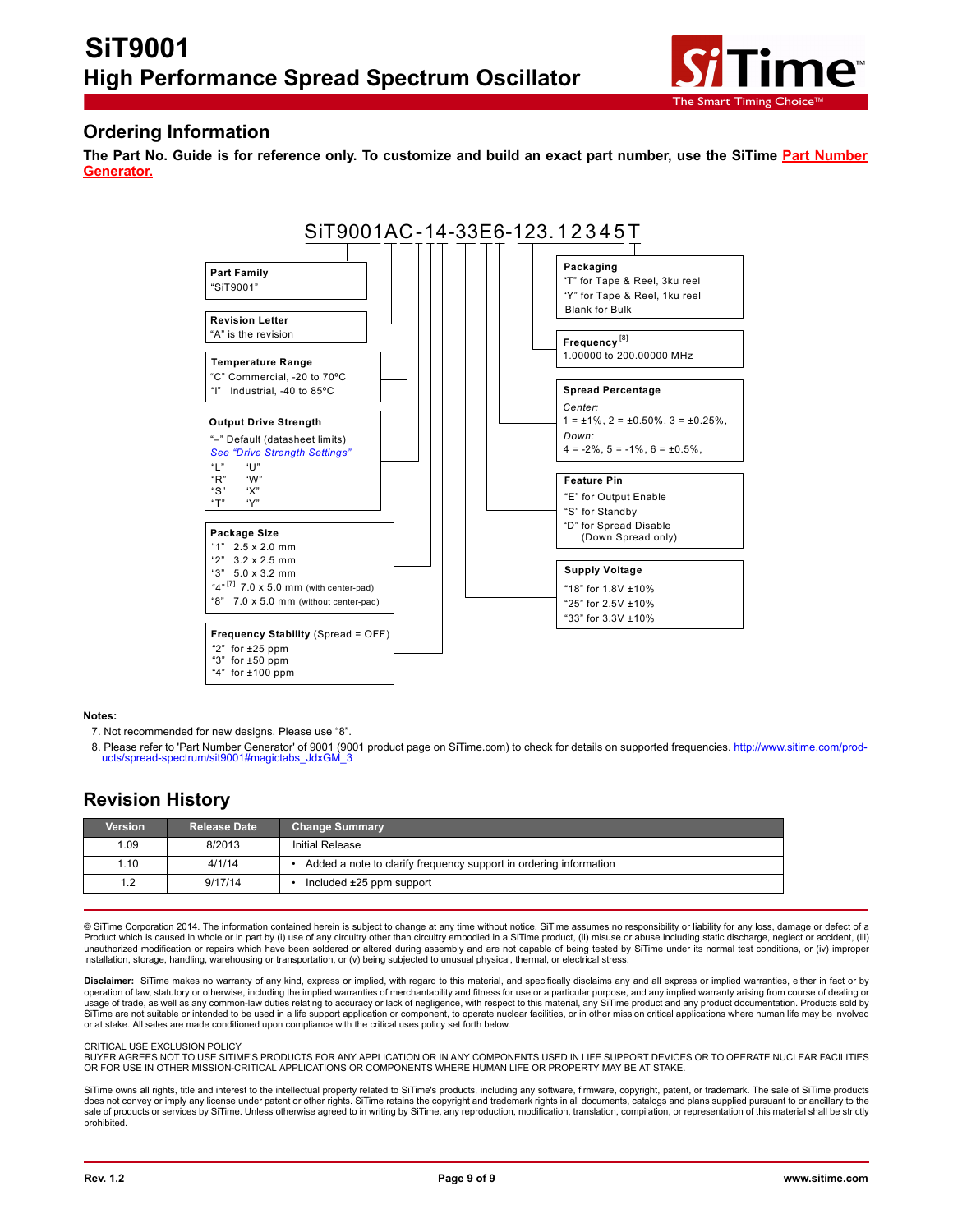## Ordering Information

**The Part No. Guide is for reference only. To customize and build an exact part number, use the SiTime Part Number Generator.**

SiT9001AC-14-33E6-123.12345T

**Part Family**
"SiT9001"

**Revision Letter**
"A" is the revision

**Temperature Range**
"C" Commercial, -20 to 70ºC
"I" Industrial, -40 to 85ºC

**Output Drive Strength**
"–" Default (datasheet limits)
*See "Drive Strength Settings"*
"L" "U"
"R" "W"
"S" "X"
"T" "Y"

**Package Size**
"1" 2.5 x 2.0 mm
"2" 3.2 x 2.5 mm
"3" 5.0 x 3.2 mm
"4"[7] 7.0 x 5.0 mm (with center-pad)
"8" 7.0 x 5.0 mm (without center-pad)

**Frequency Stability** (Spread = OFF)
"2" for ±25 ppm
"3" for ±50 ppm
"4" for ±100 ppm

**Packaging**
"T" for Tape & Reel, 3ku reel
"Y" for Tape & Reel, 1ku reel
Blank for Bulk

**Frequency** [8]
1.00000 to 200.00000 MHz

**Spread Percentage**
*Center:*
1 = ±1%, 2 = ±0.50%, 3 = ±0.25%,
*Down:*
4 = -2%, 5 = -1%, 6 = ±0.5%,

**Feature Pin**
"E" for Output Enable
"S" for Standby
"D" for Spread Disable
(Down Spread only)

**Supply Voltage**
"18" for 1.8V ±10%
"25" for 2.5V ±10%
"33" for 3.3V ±10%

**Notes:**

7. Not recommended for new designs. Please use "8".
8. Please refer to 'Part Number Generator' of 9001 (9001 product page on SiTime.com) to check for details on supported frequencies. http://www.sitime.com/products/spread-spectrum/sit9001#magictabs_JdxGM_3

## Revision History

| Version | Release Date | Change Summary |
|---|---|---|
| 1.09 | 8/2013 | Initial Release |
| 1.10 | 4/1/14 | • Added a note to clarify frequency support in ordering information |
| 1.2 | 9/17/14 | • Included ±25 ppm support |

© SiTime Corporation 2014. The information contained herein is subject to change at any time without notice. SiTime assumes no responsibility or liability for any loss, damage or defect of a Product which is caused in whole or in part by (i) use of any circuitry other than circuitry embodied in a SiTime product, (ii) misuse or abuse including static discharge, neglect or accident, (iii) unauthorized modification or repairs which have been soldered or altered during assembly and are not capable of being tested by SiTime under its normal test conditions, or (iv) improper installation, storage, handling, warehousing or transportation, or (v) being subjected to unusual physical, thermal, or electrical stress.

**Disclaimer:** SiTime makes no warranty of any kind, express or implied, with regard to this material, and specifically disclaims any and all express or implied warranties, either in fact or by operation of law, statutory or otherwise, including the implied warranties of merchantability and fitness for use or a particular purpose, and any implied warranty arising from course of dealing or usage of trade, as well as any common-law duties relating to accuracy or lack of negligence, with respect to this material, any SiTime product and any product documentation. Products sold by SiTime are not suitable or intended to be used in a life support application or component, to operate nuclear facilities, or in other mission critical applications where human life may be involved or at stake. All sales are made conditioned upon compliance with the critical uses policy set forth below.

CRITICAL USE EXCLUSION POLICY
BUYER AGREES NOT TO USE SITIME'S PRODUCTS FOR ANY APPLICATION OR IN ANY COMPONENTS USED IN LIFE SUPPORT DEVICES OR TO OPERATE NUCLEAR FACILITIES OR FOR USE IN OTHER MISSION-CRITICAL APPLICATIONS OR COMPONENTS WHERE HUMAN LIFE OR PROPERTY MAY BE AT STAKE.

SiTime owns all rights, title and interest to the intellectual property related to SiTime's products, including any software, firmware, copyright, patent, or trademark. The sale of SiTime products does not convey or imply any license under patent or other rights. SiTime retains the copyright and trademark rights in all documents, catalogs and plans supplied pursuant to or ancillary to the sale of products or services by SiTime. Unless otherwise agreed to in writing by SiTime, any reproduction, modification, translation, compilation, or representation of this material shall be strictly prohibited.